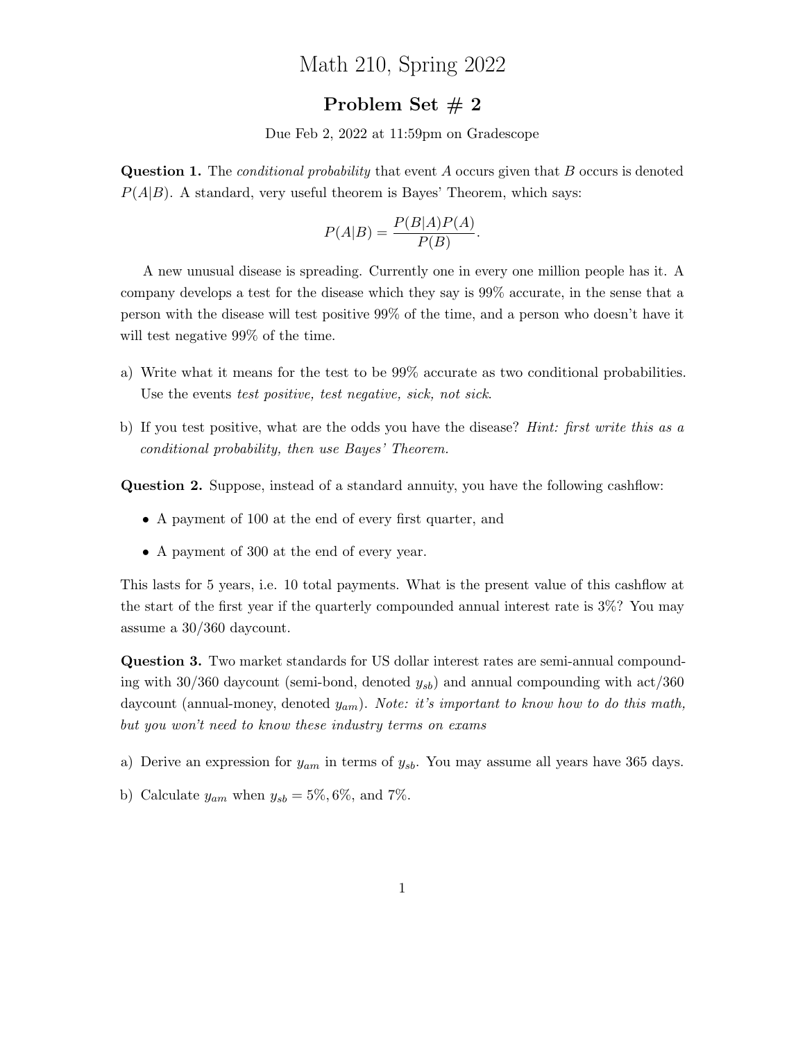# Math 210, Spring 2022

## Problem Set # 2

Due Feb 2, 2022 at 11:59pm on Gradescope

**Question 1.** The *conditional probability* that event $A$ occurs given that $B$ occurs is denoted $P(A|B)$. A standard, very useful theorem is Bayes' Theorem, which says:

$$P(A|B) = \frac{P(B|A)P(A)}{P(B)}.$$

A new unusual disease is spreading. Currently one in every one million people has it. A company develops a test for the disease which they say is 99% accurate, in the sense that a person with the disease will test positive 99% of the time, and a person who doesn't have it will test negative 99% of the time.

a) Write what it means for the test to be 99% accurate as two conditional probabilities. Use the events *test positive, test negative, sick, not sick*.

b) If you test positive, what are the odds you have the disease? *Hint: first write this as a conditional probability, then use Bayes' Theorem.*

**Question 2.** Suppose, instead of a standard annuity, you have the following cashflow:

- A payment of 100 at the end of every first quarter, and
- A payment of 300 at the end of every year.

This lasts for 5 years, i.e. 10 total payments. What is the present value of this cashflow at the start of the first year if the quarterly compounded annual interest rate is 3%? You may assume a 30/360 daycount.

**Question 3.** Two market standards for US dollar interest rates are semi-annual compounding with 30/360 daycount (semi-bond, denoted $y_{sb}$) and annual compounding with act/360 daycount (annual-money, denoted $y_{am}$). *Note: it's important to know how to do this math, but you won't need to know these industry terms on exams*

a) Derive an expression for $y_{am}$ in terms of $y_{sb}$. You may assume all years have 365 days.

b) Calculate $y_{am}$ when $y_{sb} = 5\%, 6\%,$ and $7\%$.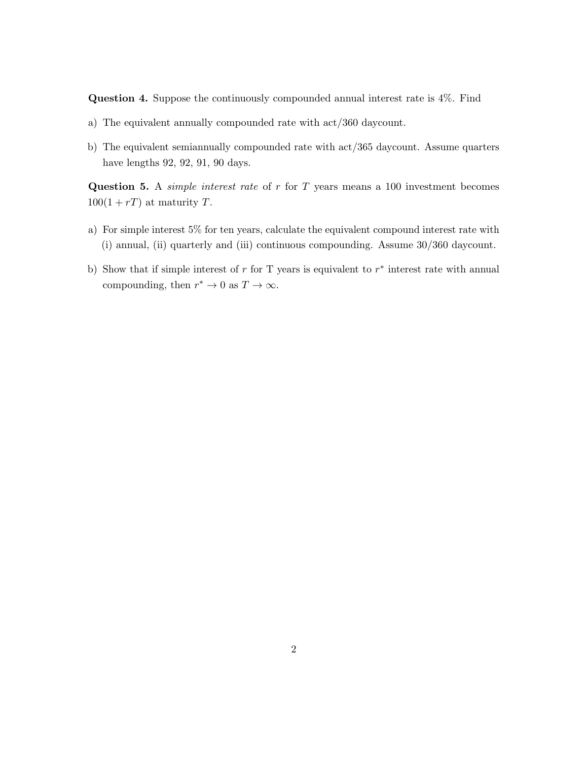**Question 4.** Suppose the continuously compounded annual interest rate is 4%. Find

a) The equivalent annually compounded rate with act/360 daycount.

b) The equivalent semiannually compounded rate with act/365 daycount. Assume quarters have lengths 92, 92, 91, 90 days.

**Question 5.** A *simple interest rate* of $r$ for $T$ years means a 100 investment becomes $100(1 + rT)$ at maturity $T$.

a) For simple interest 5% for ten years, calculate the equivalent compound interest rate with (i) annual, (ii) quarterly and (iii) continuous compounding. Assume 30/360 daycount.

b) Show that if simple interest of $r$ for T years is equivalent to $r^*$ interest rate with annual compounding, then $r^* \to 0$ as $T \to \infty$.